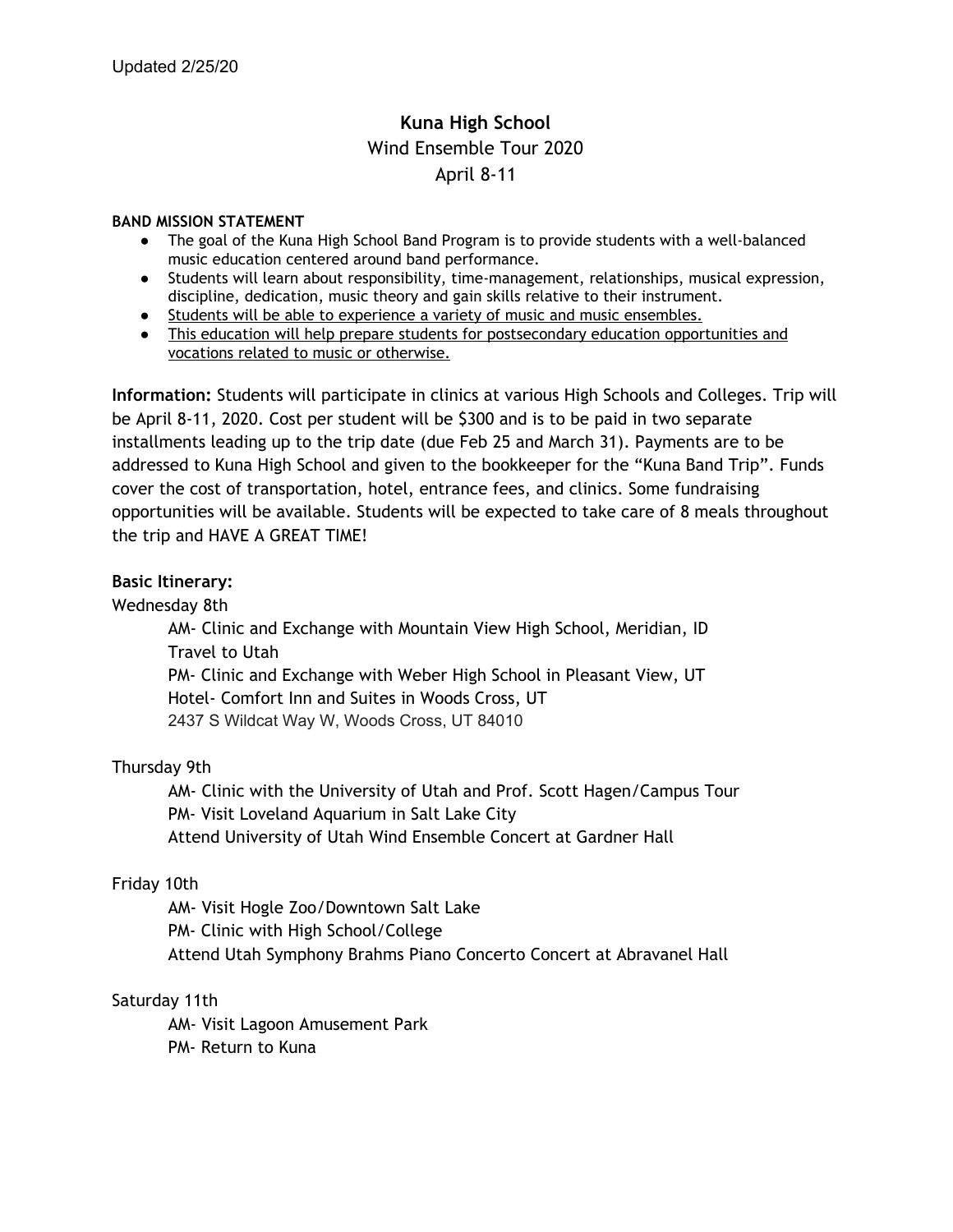Updated 2/25/20

# Kuna High School

## Wind Ensemble Tour 2020

## April 8-11

**BAND MISSION STATEMENT**

- The goal of the Kuna High School Band Program is to provide students with a well-balanced music education centered around band performance.
- Students will learn about responsibility, time-management, relationships, musical expression, discipline, dedication, music theory and gain skills relative to their instrument.
- <u>Students will be able to experience a variety of music and music ensembles.</u>
- <u>This education will help prepare students for postsecondary education opportunities and vocations related to music or otherwise.</u>

**Information:** Students will participate in clinics at various High Schools and Colleges. Trip will be April 8-11, 2020. Cost per student will be $300 and is to be paid in two separate installments leading up to the trip date (due Feb 25 and March 31). Payments are to be addressed to Kuna High School and given to the bookkeeper for the "Kuna Band Trip". Funds cover the cost of transportation, hotel, entrance fees, and clinics. Some fundraising opportunities will be available. Students will be expected to take care of 8 meals throughout the trip and HAVE A GREAT TIME!

**Basic Itinerary:**

Wednesday 8th

- AM- Clinic and Exchange with Mountain View High School, Meridian, ID
- Travel to Utah
- PM- Clinic and Exchange with Weber High School in Pleasant View, UT
- Hotel- Comfort Inn and Suites in Woods Cross, UT
- 2437 S Wildcat Way W, Woods Cross, UT 84010

Thursday 9th

- AM- Clinic with the University of Utah and Prof. Scott Hagen/Campus Tour
- PM- Visit Loveland Aquarium in Salt Lake City
- Attend University of Utah Wind Ensemble Concert at Gardner Hall

Friday 10th

- AM- Visit Hogle Zoo/Downtown Salt Lake
- PM- Clinic with High School/College
- Attend Utah Symphony Brahms Piano Concerto Concert at Abravanel Hall

Saturday 11th

- AM- Visit Lagoon Amusement Park
- PM- Return to Kuna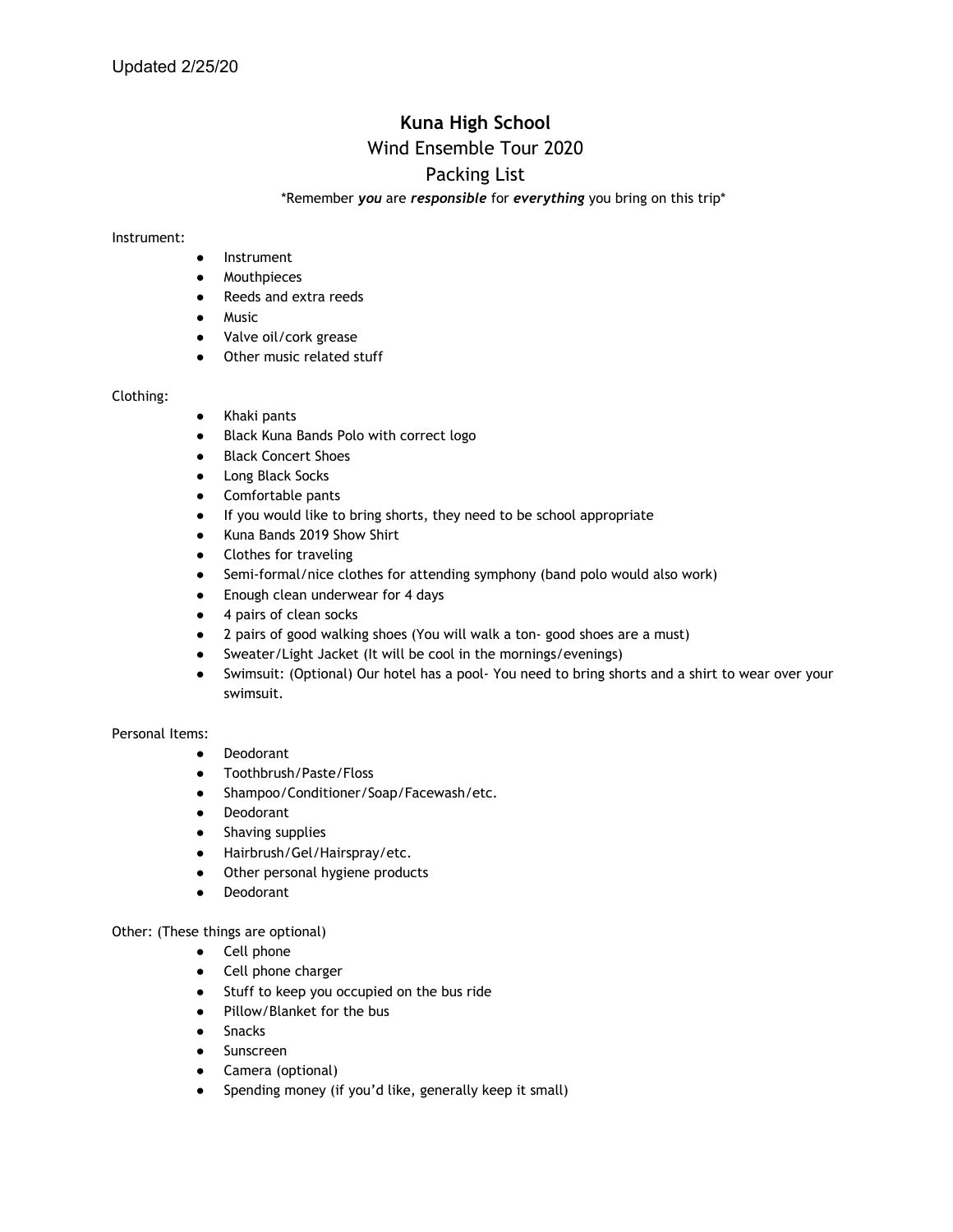Updated 2/25/20

# Kuna High School

## Wind Ensemble Tour 2020

## Packing List

*Remember ***you*** are ***responsible*** for ***everything*** you bring on this trip*

Instrument:

- Instrument
- Mouthpieces
- Reeds and extra reeds
- Music
- Valve oil/cork grease
- Other music related stuff

Clothing:

- Khaki pants
- Black Kuna Bands Polo with correct logo
- Black Concert Shoes
- Long Black Socks
- Comfortable pants
- If you would like to bring shorts, they need to be school appropriate
- Kuna Bands 2019 Show Shirt
- Clothes for traveling
- Semi-formal/nice clothes for attending symphony (band polo would also work)
- Enough clean underwear for 4 days
- 4 pairs of clean socks
- 2 pairs of good walking shoes (You will walk a ton- good shoes are a must)
- Sweater/Light Jacket (It will be cool in the mornings/evenings)
- Swimsuit: (Optional) Our hotel has a pool- You need to bring shorts and a shirt to wear over your swimsuit.

Personal Items:

- Deodorant
- Toothbrush/Paste/Floss
- Shampoo/Conditioner/Soap/Facewash/etc.
- Deodorant
- Shaving supplies
- Hairbrush/Gel/Hairspray/etc.
- Other personal hygiene products
- Deodorant

Other: (These things are optional)

- Cell phone
- Cell phone charger
- Stuff to keep you occupied on the bus ride
- Pillow/Blanket for the bus
- Snacks
- Sunscreen
- Camera (optional)
- Spending money (if you'd like, generally keep it small)